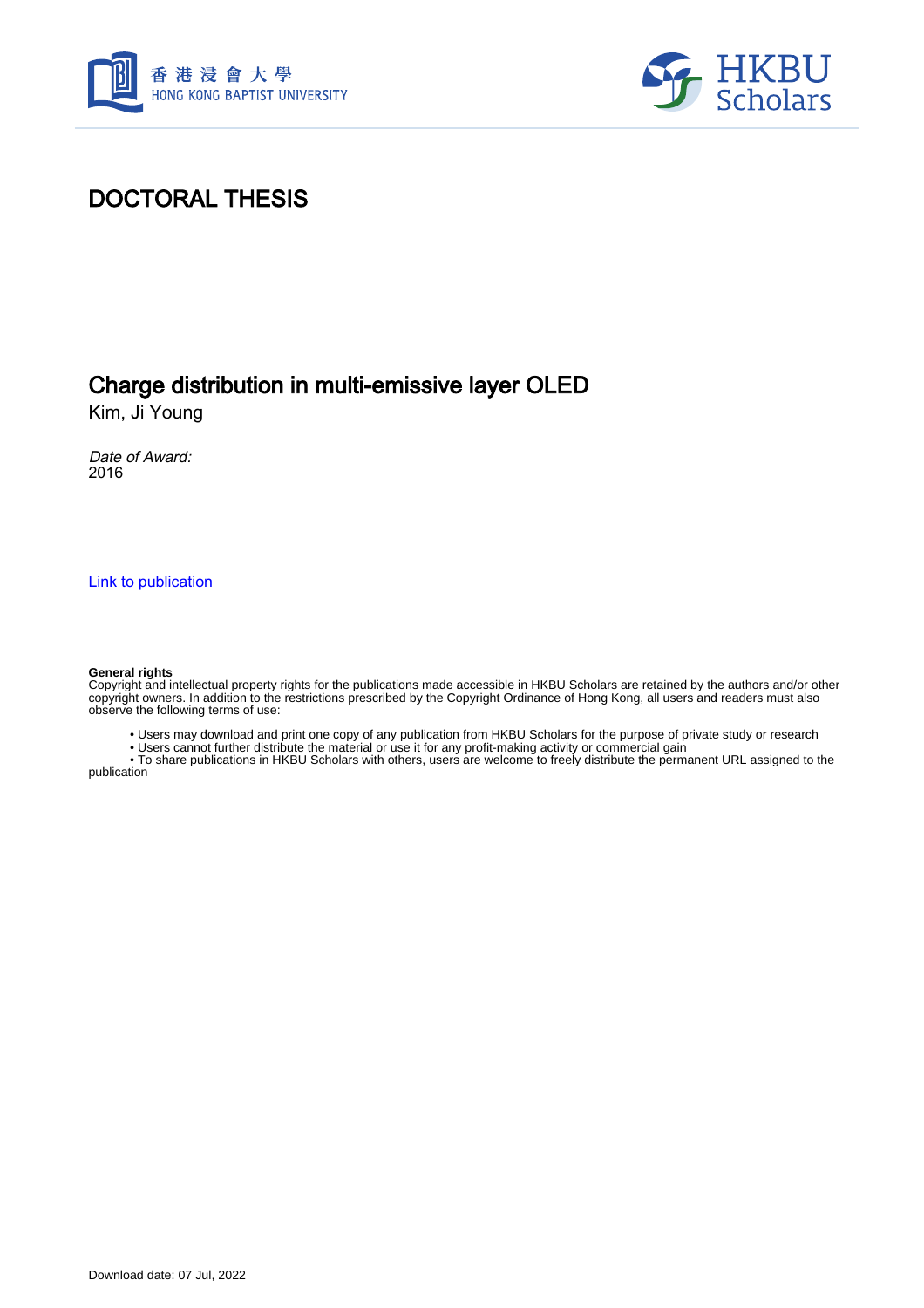# DOCTORAL THESIS

## Charge distribution in multi-emissive layer OLED

Kim, Ji Young

*Date of Award:*
2016

Link to publication

**General rights**
Copyright and intellectual property rights for the publications made accessible in HKBU Scholars are retained by the authors and/or other copyright owners. In addition to the restrictions prescribed by the Copyright Ordinance of Hong Kong, all users and readers must also observe the following terms of use:

- Users may download and print one copy of any publication from HKBU Scholars for the purpose of private study or research
- Users cannot further distribute the material or use it for any profit-making activity or commercial gain
- To share publications in HKBU Scholars with others, users are welcome to freely distribute the permanent URL assigned to the publication

Download date: 07 Jul, 2022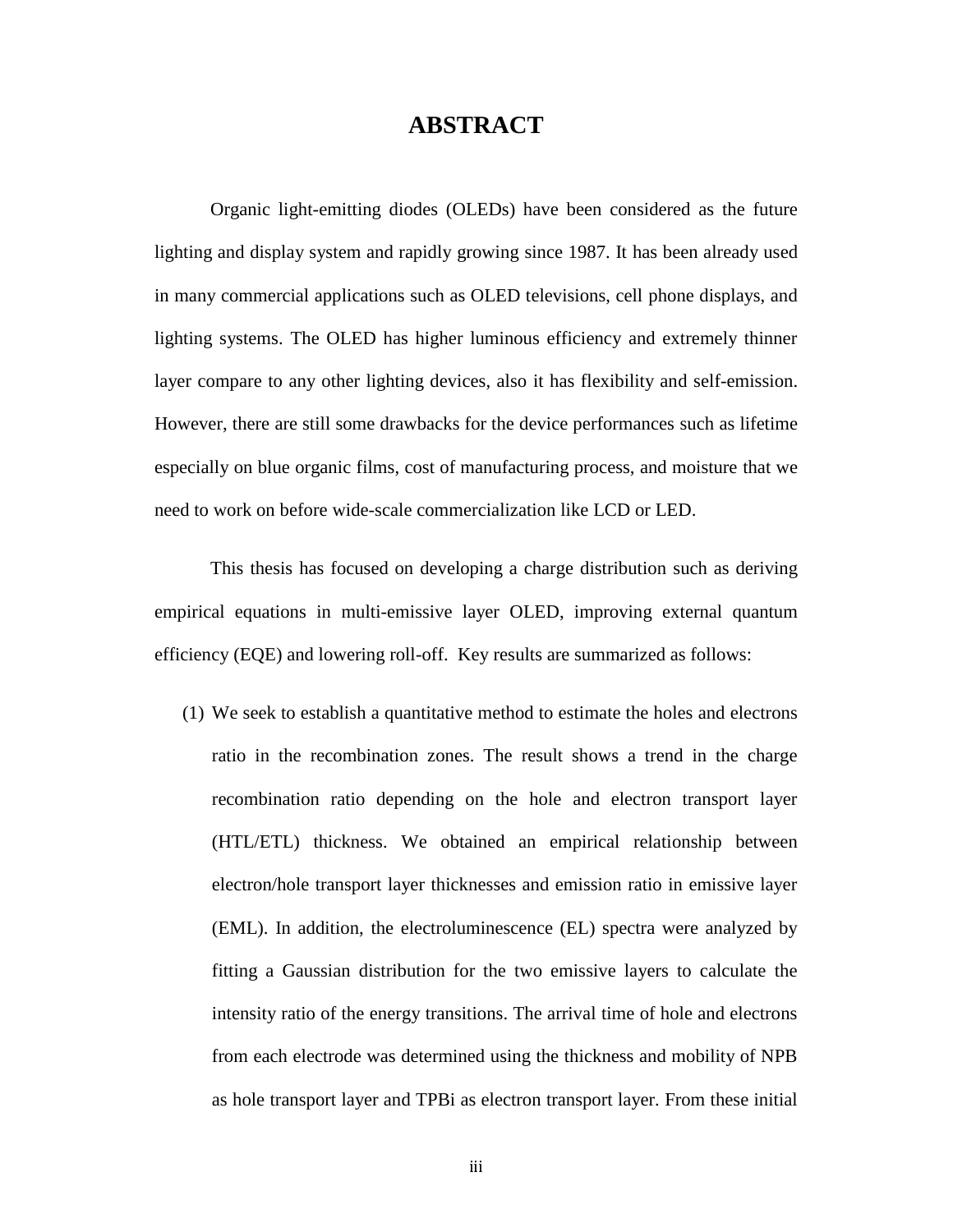# ABSTRACT

Organic light-emitting diodes (OLEDs) have been considered as the future lighting and display system and rapidly growing since 1987. It has been already used in many commercial applications such as OLED televisions, cell phone displays, and lighting systems. The OLED has higher luminous efficiency and extremely thinner layer compare to any other lighting devices, also it has flexibility and self-emission. However, there are still some drawbacks for the device performances such as lifetime especially on blue organic films, cost of manufacturing process, and moisture that we need to work on before wide-scale commercialization like LCD or LED.

This thesis has focused on developing a charge distribution such as deriving empirical equations in multi-emissive layer OLED, improving external quantum efficiency (EQE) and lowering roll-off. Key results are summarized as follows:

(1) We seek to establish a quantitative method to estimate the holes and electrons ratio in the recombination zones. The result shows a trend in the charge recombination ratio depending on the hole and electron transport layer (HTL/ETL) thickness. We obtained an empirical relationship between electron/hole transport layer thicknesses and emission ratio in emissive layer (EML). In addition, the electroluminescence (EL) spectra were analyzed by fitting a Gaussian distribution for the two emissive layers to calculate the intensity ratio of the energy transitions. The arrival time of hole and electrons from each electrode was determined using the thickness and mobility of NPB as hole transport layer and TPBi as electron transport layer. From these initial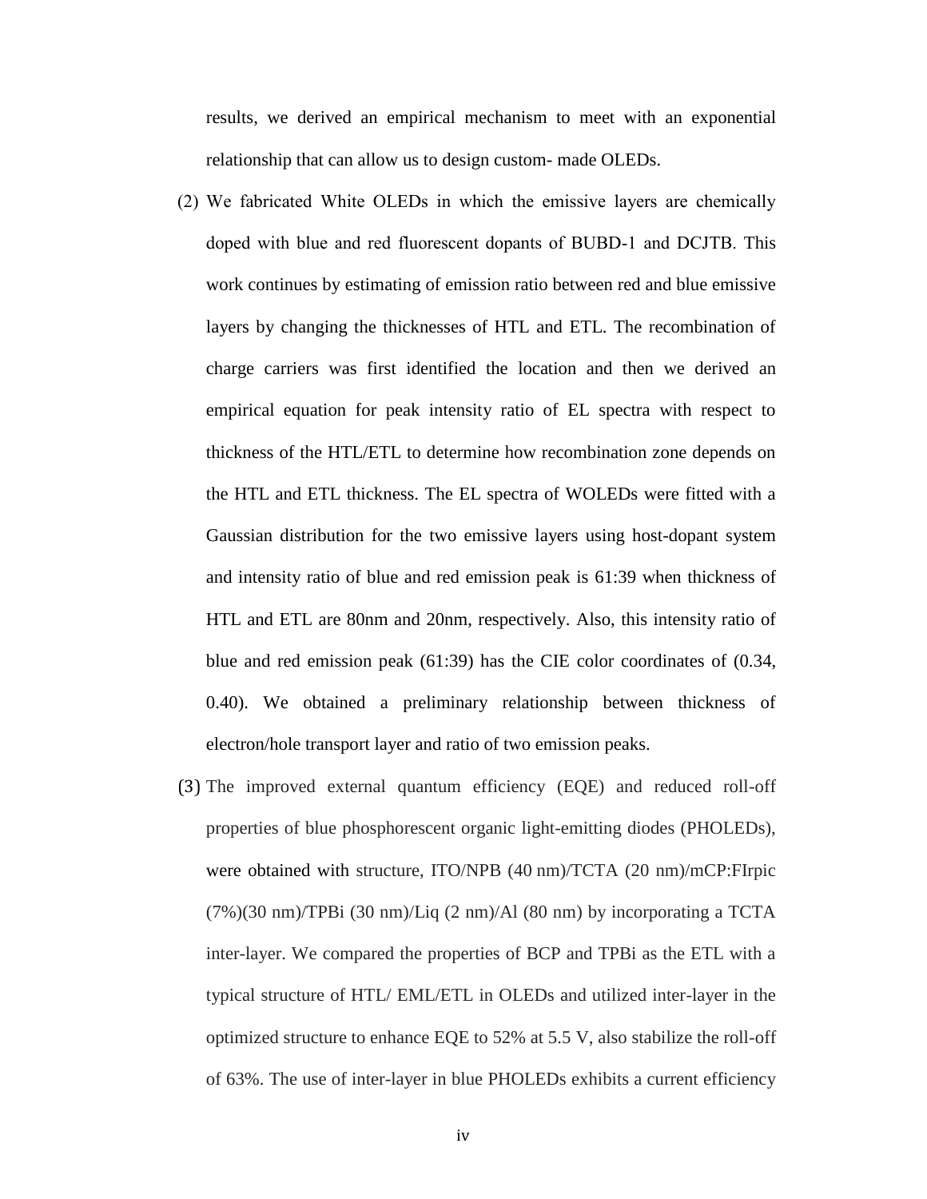results, we derived an empirical mechanism to meet with an exponential relationship that can allow us to design custom- made OLEDs.

(2) We fabricated White OLEDs in which the emissive layers are chemically doped with blue and red fluorescent dopants of BUBD-1 and DCJTB. This work continues by estimating of emission ratio between red and blue emissive layers by changing the thicknesses of HTL and ETL. The recombination of charge carriers was first identified the location and then we derived an empirical equation for peak intensity ratio of EL spectra with respect to thickness of the HTL/ETL to determine how recombination zone depends on the HTL and ETL thickness. The EL spectra of WOLEDs were fitted with a Gaussian distribution for the two emissive layers using host-dopant system and intensity ratio of blue and red emission peak is 61:39 when thickness of HTL and ETL are 80nm and 20nm, respectively. Also, this intensity ratio of blue and red emission peak (61:39) has the CIE color coordinates of (0.34, 0.40). We obtained a preliminary relationship between thickness of electron/hole transport layer and ratio of two emission peaks.

(3) The improved external quantum efficiency (EQE) and reduced roll-off properties of blue phosphorescent organic light-emitting diodes (PHOLEDs), were obtained with structure, ITO/NPB (40 nm)/TCTA (20 nm)/mCP:FIrpic (7%)(30 nm)/TPBi (30 nm)/Liq (2 nm)/Al (80 nm) by incorporating a TCTA inter-layer. We compared the properties of BCP and TPBi as the ETL with a typical structure of HTL/ EML/ETL in OLEDs and utilized inter-layer in the optimized structure to enhance EQE to 52% at 5.5 V, also stabilize the roll-off of 63%. The use of inter-layer in blue PHOLEDs exhibits a current efficiency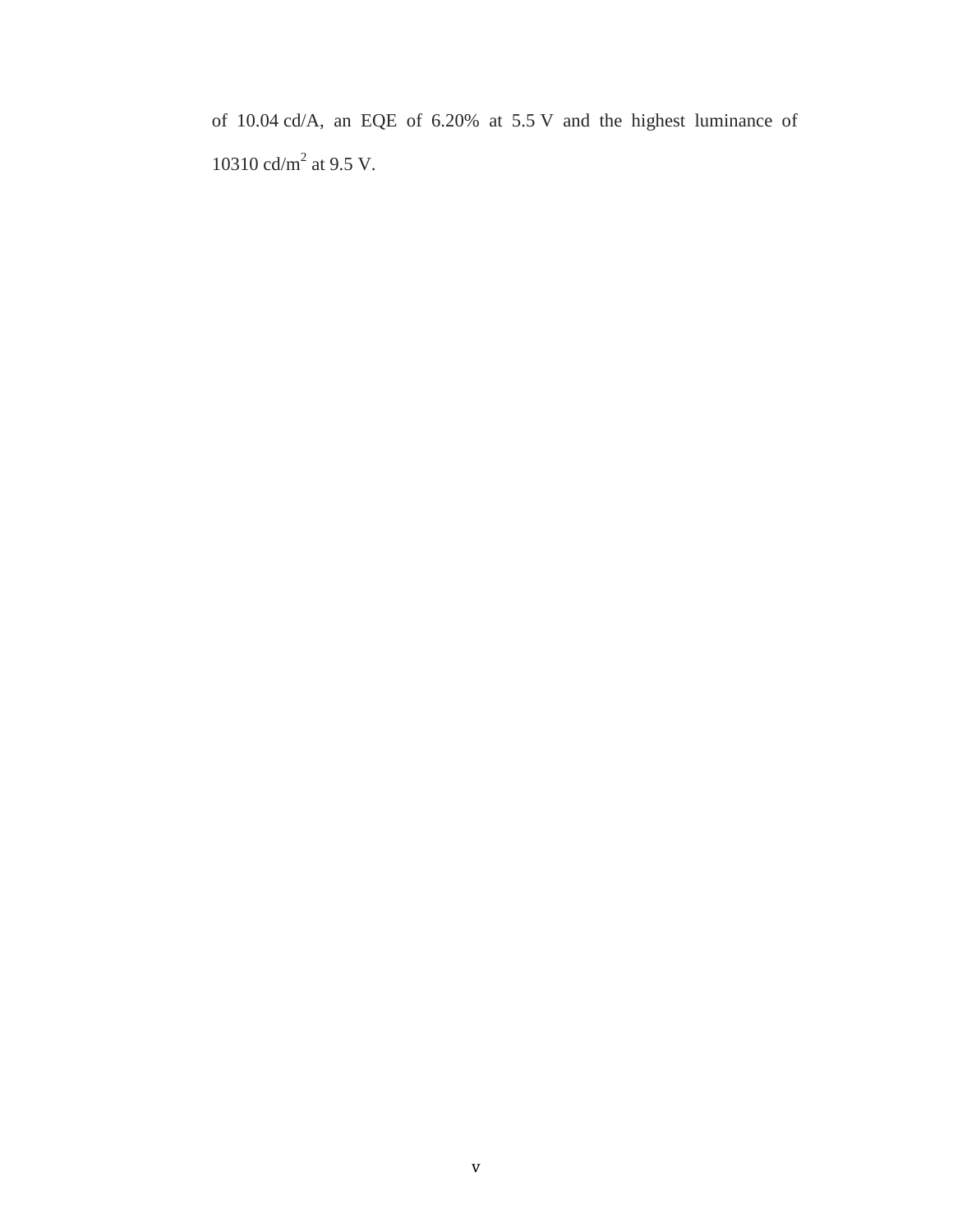of 10.04 cd/A, an EQE of 6.20% at 5.5 V and the highest luminance of 10310 cd/$m^2$ at 9.5 V.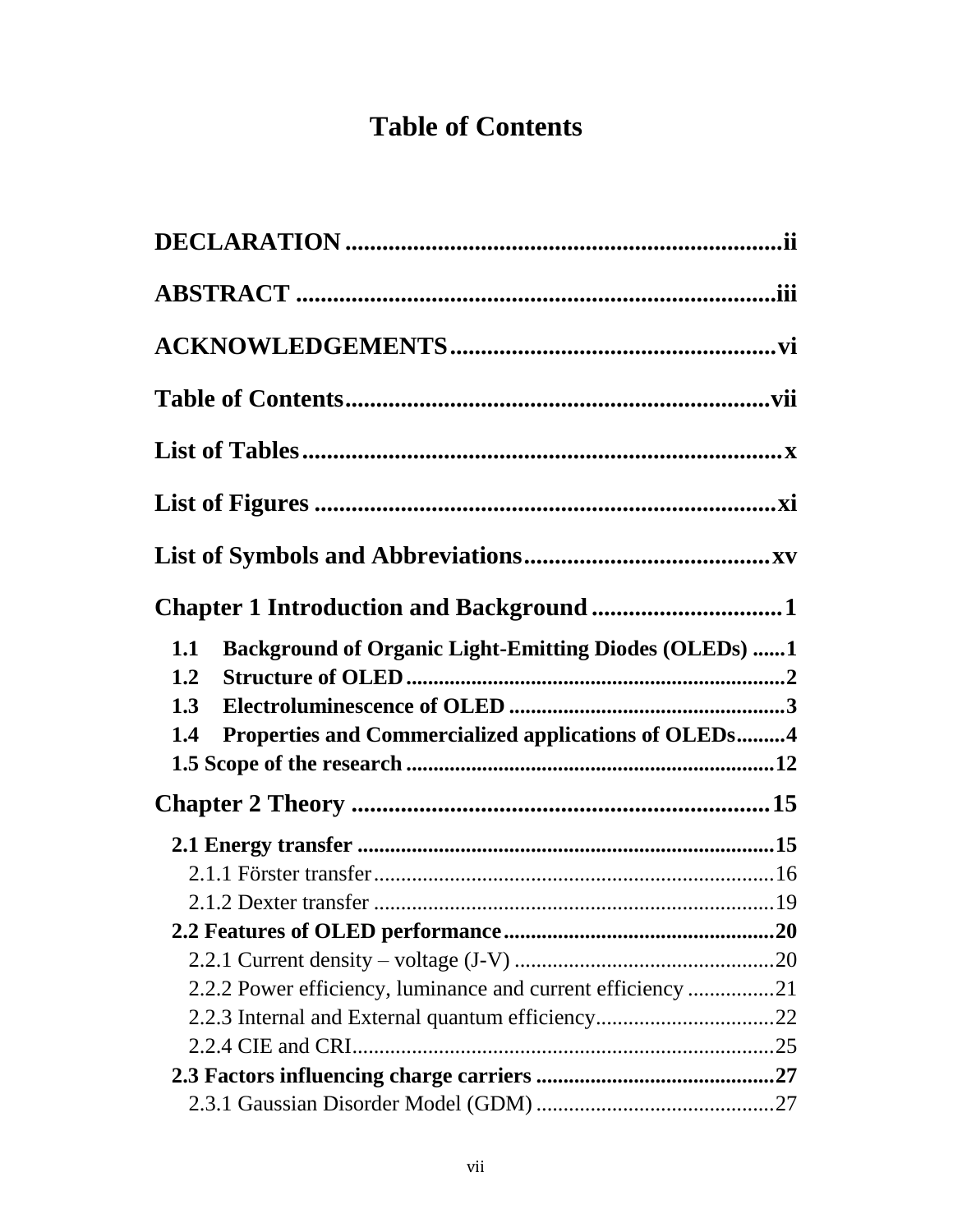# Table of Contents

**DECLARATION** .......................................................................ii

**ABSTRACT** ...........................................................................iii

**ACKNOWLEDGEMENTS**...................................................vi

**Table of Contents**.................................................................vii

**List of Tables**.......................................................................x

**List of Figures** ......................................................................xi

**List of Symbols and Abbreviations**......................................xv

**Chapter 1 Introduction and Background** ...............................1

- **1.1 Background of Organic Light-Emitting Diodes (OLEDs)** ......1
- **1.2 Structure of OLED**.....................................................................2
- **1.3 Electroluminescence of OLED** ...................................................3
- **1.4 Properties and Commercialized applications of OLEDs**.........4
- **1.5 Scope of the research** ....................................................................12

**Chapter 2 Theory** ....................................................................15

- **2.1 Energy transfer** ...........................................................................15
  - 2.1.1 Förster transfer.........................................................................16
  - 2.1.2 Dexter transfer .........................................................................19
- **2.2 Features of OLED performance**.................................................20
  - 2.2.1 Current density – voltage (J-V) ...............................................20
  - 2.2.2 Power efficiency, luminance and current efficiency ...............21
  - 2.2.3 Internal and External quantum efficiency.................................22
  - 2.2.4 CIE and CRI.............................................................................25
- **2.3 Factors influencing charge carriers** ...........................................27
  - 2.3.1 Gaussian Disorder Model (GDM) ............................................27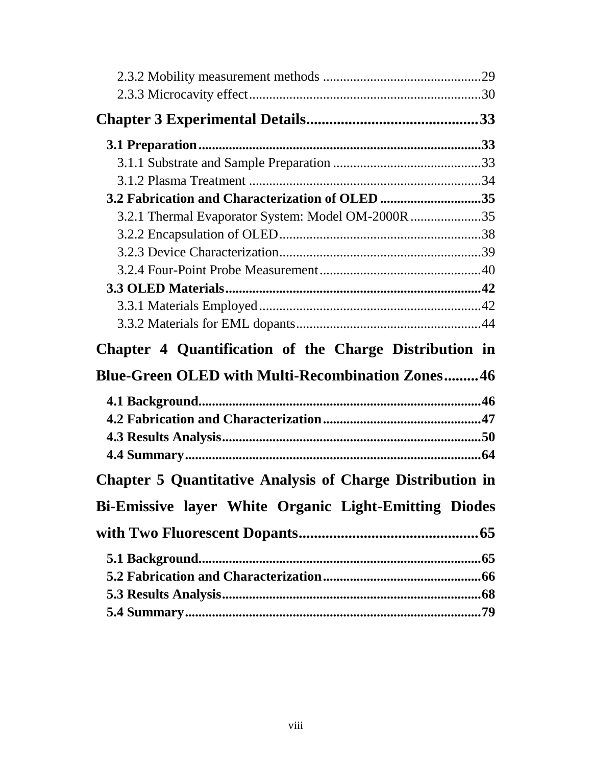2.3.2 Mobility measurement methods ............................................29
2.3.3 Microcavity effect....................................................................30

**Chapter 3 Experimental Details............................................33**

**3.1 Preparation....................................................................................33**
3.1.1 Substrate and Sample Preparation ............................................33
3.1.2 Plasma Treatment .....................................................................34
**3.2 Fabrication and Characterization of OLED ..............................35**
3.2.1 Thermal Evaporator System: Model OM-2000R.....................35
3.2.2 Encapsulation of OLED............................................................38
3.2.3 Device Characterization............................................................39
3.2.4 Four-Point Probe Measurement................................................40
**3.3 OLED Materials............................................................................42**
3.3.1 Materials Employed..................................................................42
3.3.2 Materials for EML dopants.......................................................44

**Chapter 4 Quantification of the Charge Distribution in Blue-Green OLED with Multi-Recombination Zones.........46**

**4.1 Background...................................................................................46**
**4.2 Fabrication and Characterization...............................................47**
**4.3 Results Analysis............................................................................50**
**4.4 Summary.......................................................................................64**

**Chapter 5 Quantitative Analysis of Charge Distribution in Bi-Emissive layer White Organic Light-Emitting Diodes with Two Fluorescent Dopants...............................................65**

**5.1 Background...................................................................................65**
**5.2 Fabrication and Characterization...............................................66**
**5.3 Results Analysis............................................................................68**
**5.4 Summary.......................................................................................79**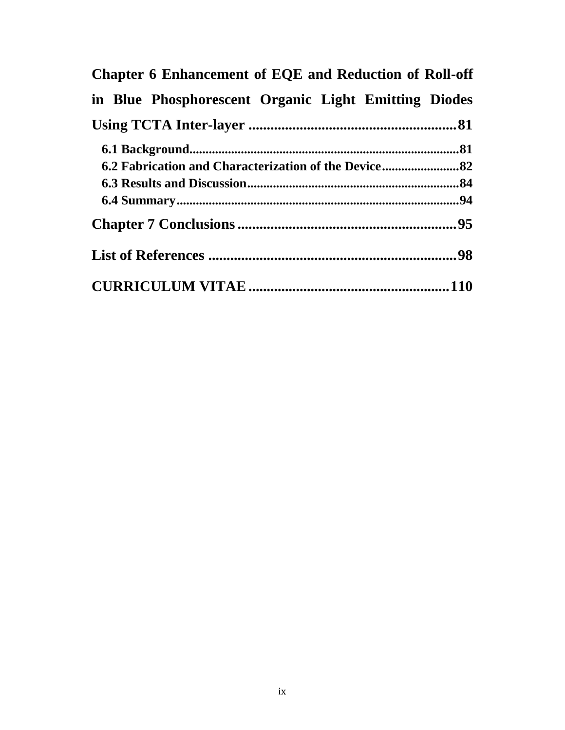**Chapter 6 Enhancement of EQE and Reduction of Roll-off in Blue Phosphorescent Organic Light Emitting Diodes Using TCTA Inter-layer ........................................................81**

- **6.1 Background..................................................................................81**
- **6.2 Fabrication and Characterization of the Device........................82**
- **6.3 Results and Discussion................................................................84**
- **6.4 Summary.......................................................................................94**

**Chapter 7 Conclusions ...........................................................95**

**List of References ...................................................................98**

**CURRICULUM VITAE ......................................................110**